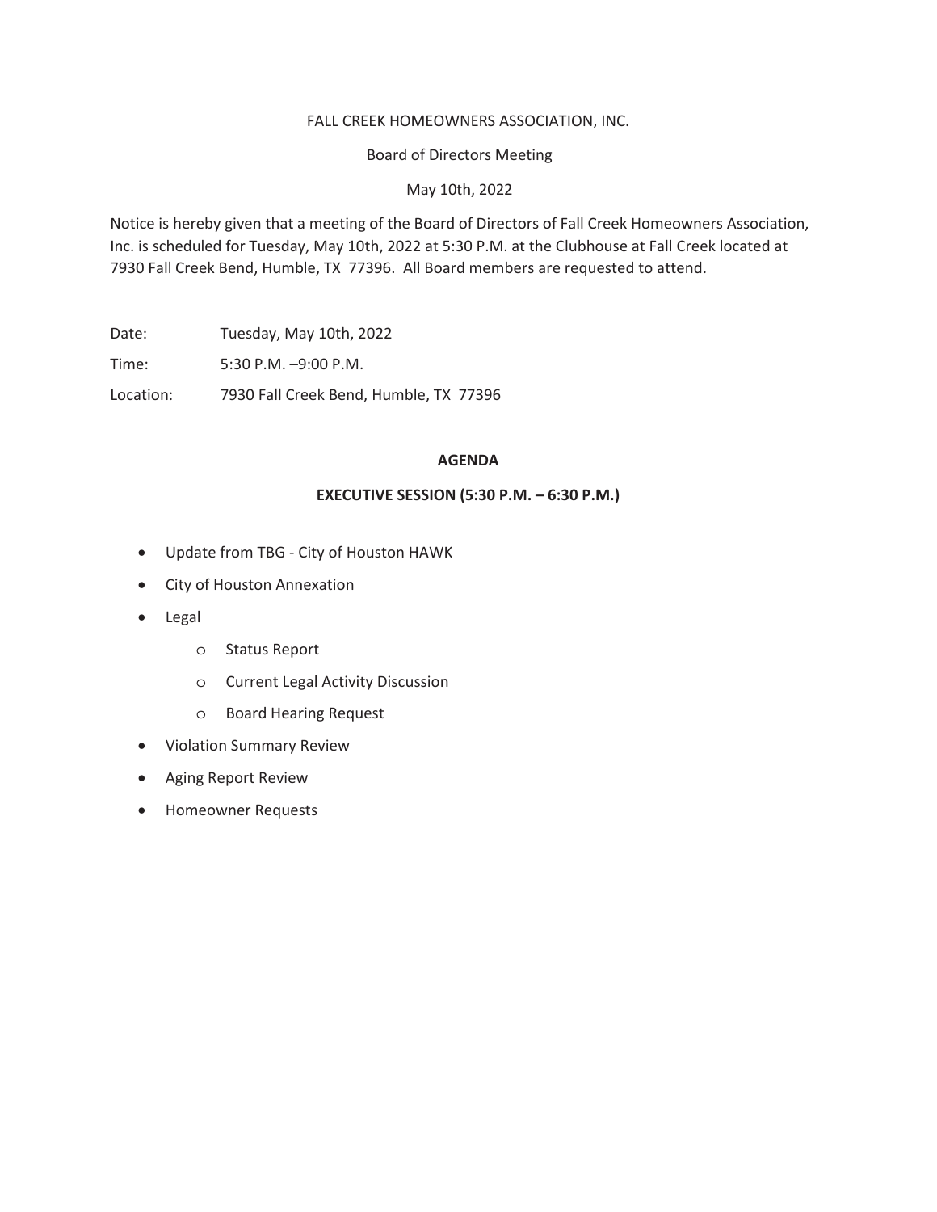FALL CREEK HOMEOWNERS ASSOCIATION, INC.

Board of Directors Meeting

May 10th, 2022

Notice is hereby given that a meeting of the Board of Directors of Fall Creek Homeowners Association, Inc. is scheduled for Tuesday, May 10th, 2022 at 5:30 P.M. at the Clubhouse at Fall Creek located at 7930 Fall Creek Bend, Humble, TX 77396. All Board members are requested to attend.

Date: Tuesday, May 10th, 2022

Time: 5:30 P.M. –9:00 P.M.

Location: 7930 Fall Creek Bend, Humble, TX 77396

**AGENDA**

**EXECUTIVE SESSION (5:30 P.M. – 6:30 P.M.)**

- Update from TBG - City of Houston HAWK
- City of Houston Annexation
- Legal
  - Status Report
  - Current Legal Activity Discussion
  - Board Hearing Request
- Violation Summary Review
- Aging Report Review
- Homeowner Requests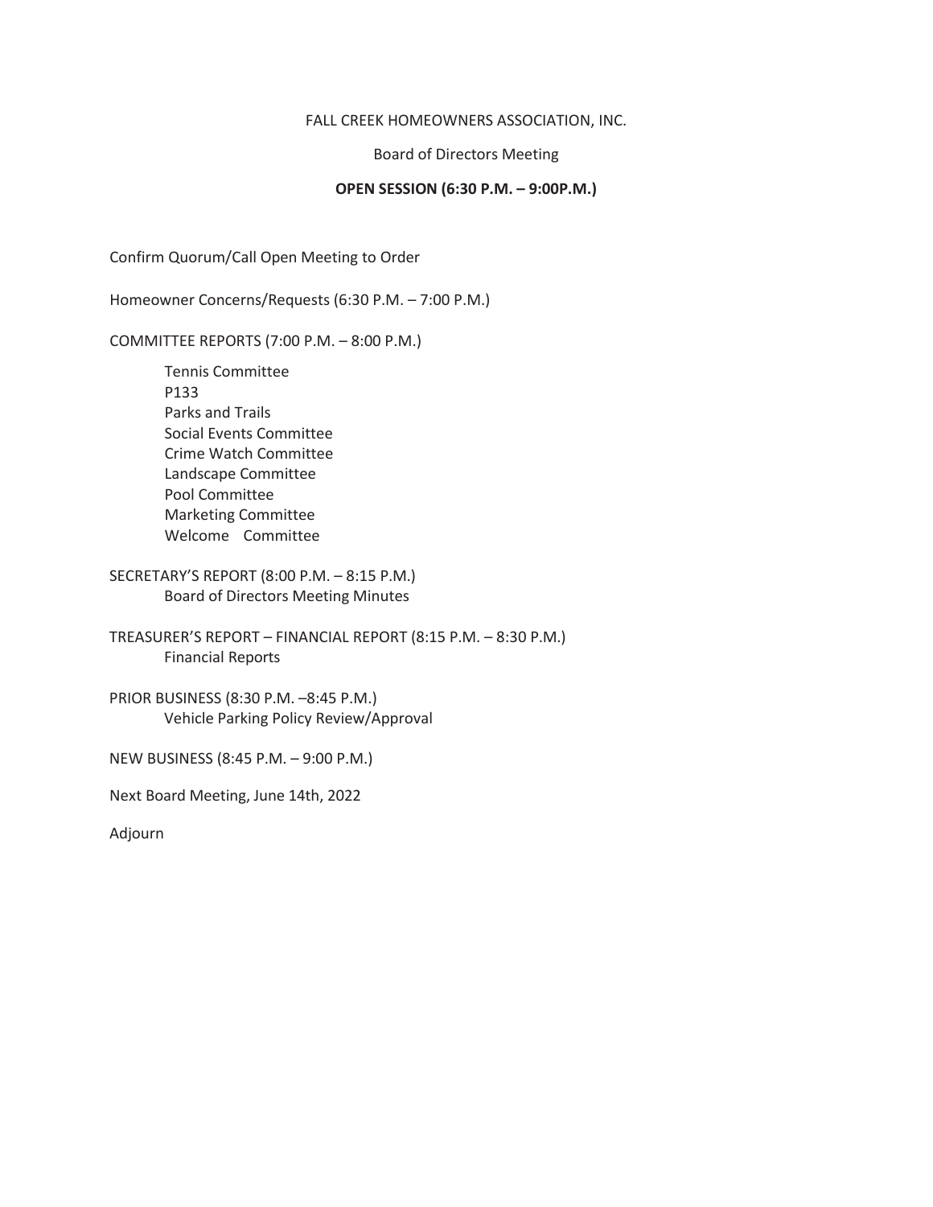FALL CREEK HOMEOWNERS ASSOCIATION, INC.

Board of Directors Meeting

**OPEN SESSION (6:30 P.M. – 9:00P.M.)**

Confirm Quorum/Call Open Meeting to Order

Homeowner Concerns/Requests (6:30 P.M. – 7:00 P.M.)

COMMITTEE REPORTS (7:00 P.M. – 8:00 P.M.)

- Tennis Committee
- P133
- Parks and Trails
- Social Events Committee
- Crime Watch Committee
- Landscape Committee
- Pool Committee
- Marketing Committee
- Welcome Committee

SECRETARY'S REPORT (8:00 P.M. – 8:15 P.M.)

- Board of Directors Meeting Minutes

TREASURER'S REPORT – FINANCIAL REPORT (8:15 P.M. – 8:30 P.M.)

- Financial Reports

PRIOR BUSINESS (8:30 P.M. –8:45 P.M.)

- Vehicle Parking Policy Review/Approval

NEW BUSINESS (8:45 P.M. – 9:00 P.M.)

Next Board Meeting, June 14th, 2022

Adjourn